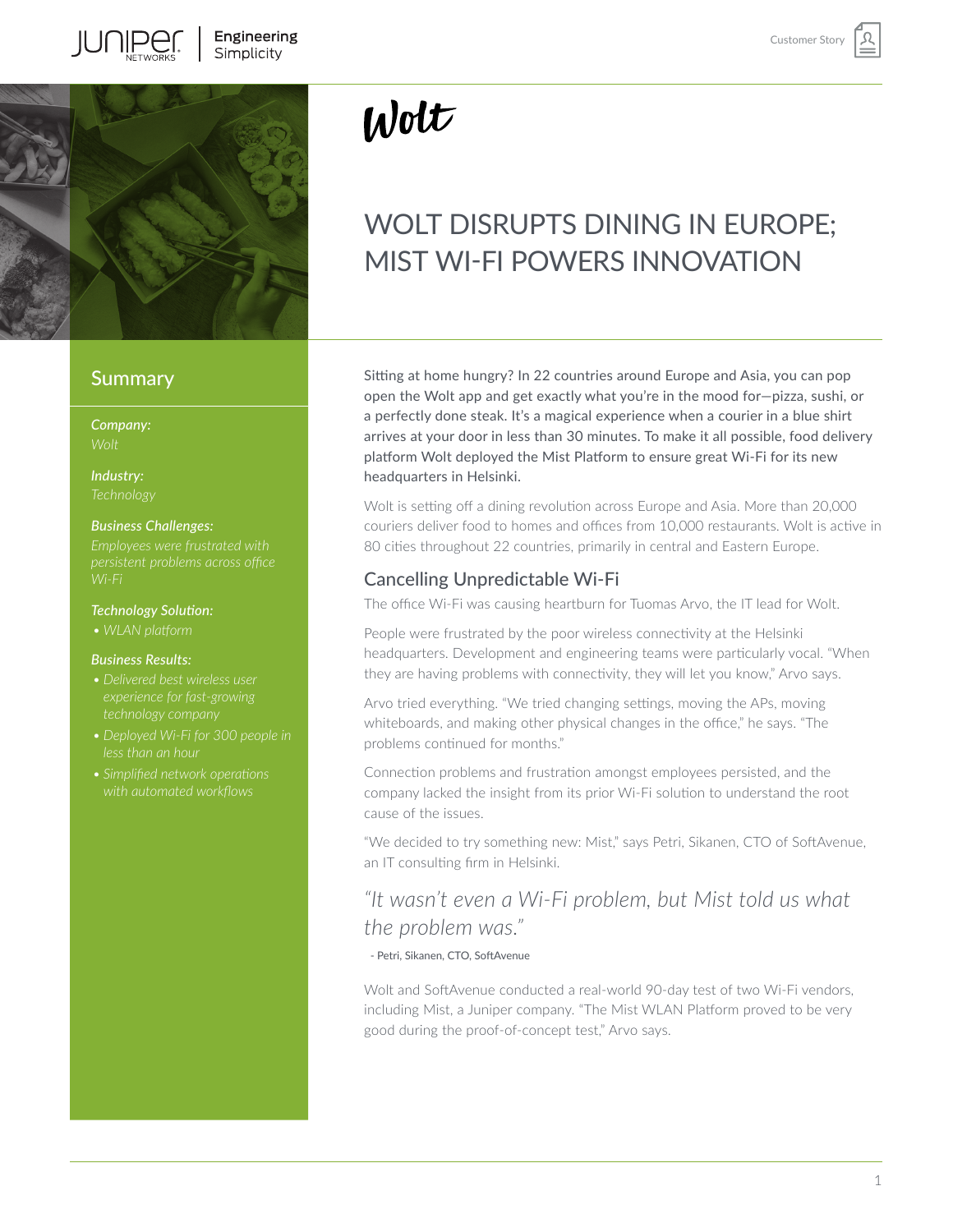Wolt

# WOLT DISRUPTS DINING IN EUROPE; MIST WI-FI POWERS INNOVATION

## Summary

***Company:***
*Wolt*

***Industry:***
*Technology*

***Business Challenges:***
*Employees were frustrated with persistent problems across office Wi-Fi*

***Technology Solution:***
- *WLAN platform*

***Business Results:***
- *Delivered best wireless user experience for fast-growing technology company*
- *Deployed Wi-Fi for 300 people in less than an hour*
- *Simplified network operations with automated workflows*

Sitting at home hungry? In 22 countries around Europe and Asia, you can pop open the Wolt app and get exactly what you're in the mood for—pizza, sushi, or a perfectly done steak. It's a magical experience when a courier in a blue shirt arrives at your door in less than 30 minutes. To make it all possible, food delivery platform Wolt deployed the Mist Platform to ensure great Wi-Fi for its new headquarters in Helsinki.

Wolt is setting off a dining revolution across Europe and Asia. More than 20,000 couriers deliver food to homes and offices from 10,000 restaurants. Wolt is active in 80 cities throughout 22 countries, primarily in central and Eastern Europe.

## Cancelling Unpredictable Wi-Fi

The office Wi-Fi was causing heartburn for Tuomas Arvo, the IT lead for Wolt.

People were frustrated by the poor wireless connectivity at the Helsinki headquarters. Development and engineering teams were particularly vocal. "When they are having problems with connectivity, they will let you know," Arvo says.

Arvo tried everything. "We tried changing settings, moving the APs, moving whiteboards, and making other physical changes in the office," he says. "The problems continued for months."

Connection problems and frustration amongst employees persisted, and the company lacked the insight from its prior Wi-Fi solution to understand the root cause of the issues.

"We decided to try something new: Mist," says Petri, Sikanen, CTO of SoftAvenue, an IT consulting firm in Helsinki.

> *"It wasn't even a Wi-Fi problem, but Mist told us what the problem was."*
>
> \- Petri, Sikanen, CTO, SoftAvenue

Wolt and SoftAvenue conducted a real-world 90-day test of two Wi-Fi vendors, including Mist, a Juniper company. "The Mist WLAN Platform proved to be very good during the proof-of-concept test," Arvo says.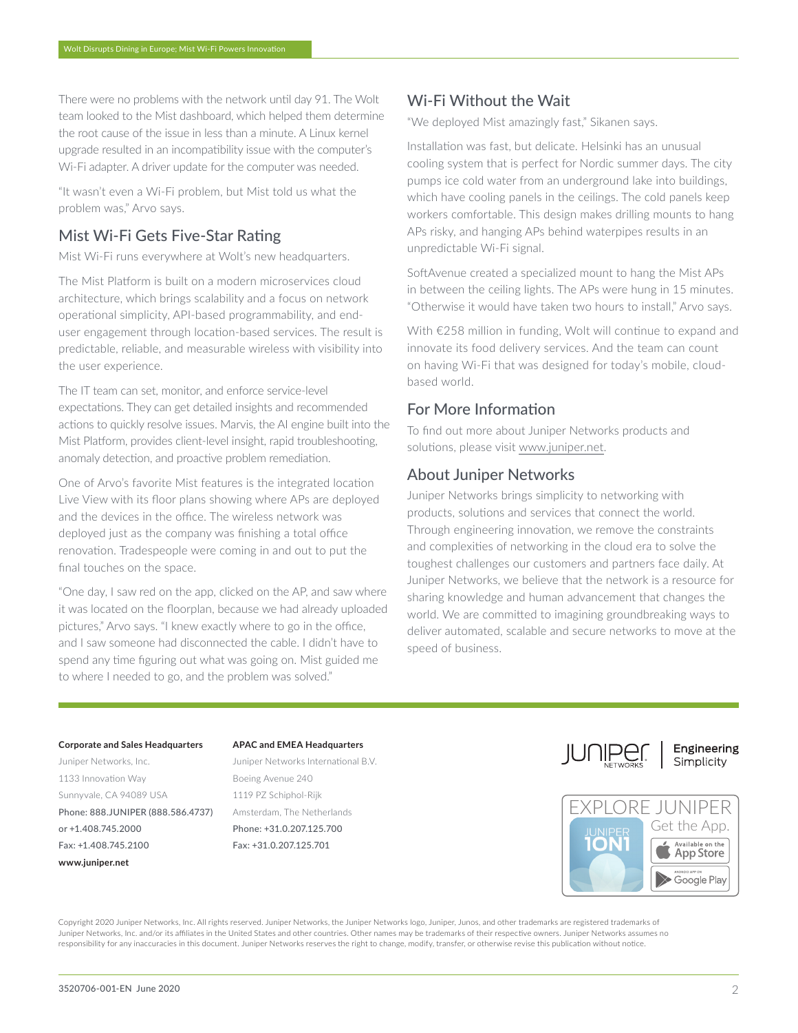There were no problems with the network until day 91. The Wolt team looked to the Mist dashboard, which helped them determine the root cause of the issue in less than a minute. A Linux kernel upgrade resulted in an incompatibility issue with the computer's Wi-Fi adapter. A driver update for the computer was needed.

"It wasn't even a Wi-Fi problem, but Mist told us what the problem was," Arvo says.

## Mist Wi-Fi Gets Five-Star Rating

Mist Wi-Fi runs everywhere at Wolt's new headquarters.

The Mist Platform is built on a modern microservices cloud architecture, which brings scalability and a focus on network operational simplicity, API-based programmability, and end-user engagement through location-based services. The result is predictable, reliable, and measurable wireless with visibility into the user experience.

The IT team can set, monitor, and enforce service-level expectations. They can get detailed insights and recommended actions to quickly resolve issues. Marvis, the AI engine built into the Mist Platform, provides client-level insight, rapid troubleshooting, anomaly detection, and proactive problem remediation.

One of Arvo's favorite Mist features is the integrated location Live View with its floor plans showing where APs are deployed and the devices in the office. The wireless network was deployed just as the company was finishing a total office renovation. Tradespeople were coming in and out to put the final touches on the space.

"One day, I saw red on the app, clicked on the AP, and saw where it was located on the floorplan, because we had already uploaded pictures," Arvo says. "I knew exactly where to go in the office, and I saw someone had disconnected the cable. I didn't have to spend any time figuring out what was going on. Mist guided me to where I needed to go, and the problem was solved."

## Wi-Fi Without the Wait

"We deployed Mist amazingly fast," Sikanen says.

Installation was fast, but delicate. Helsinki has an unusual cooling system that is perfect for Nordic summer days. The city pumps ice cold water from an underground lake into buildings, which have cooling panels in the ceilings. The cold panels keep workers comfortable. This design makes drilling mounts to hang APs risky, and hanging APs behind waterpipes results in an unpredictable Wi-Fi signal.

SoftAvenue created a specialized mount to hang the Mist APs in between the ceiling lights. The APs were hung in 15 minutes. "Otherwise it would have taken two hours to install," Arvo says.

With €258 million in funding, Wolt will continue to expand and innovate its food delivery services. And the team can count on having Wi-Fi that was designed for today's mobile, cloud-based world.

## For More Information

To find out more about Juniper Networks products and solutions, please visit www.juniper.net.

## About Juniper Networks

Juniper Networks brings simplicity to networking with products, solutions and services that connect the world. Through engineering innovation, we remove the constraints and complexities of networking in the cloud era to solve the toughest challenges our customers and partners face daily. At Juniper Networks, we believe that the network is a resource for sharing knowledge and human advancement that changes the world. We are committed to imagining groundbreaking ways to deliver automated, scalable and secure networks to move at the speed of business.

**Corporate and Sales Headquarters**
Juniper Networks, Inc.
1133 Innovation Way
Sunnyvale, CA 94089 USA
Phone: 888.JUNIPER (888.586.4737)
or +1.408.745.2000
Fax: +1.408.745.2100
**www.juniper.net**

**APAC and EMEA Headquarters**
Juniper Networks International B.V.
Boeing Avenue 240
1119 PZ Schiphol-Rijk
Amsterdam, The Netherlands
Phone: +31.0.207.125.700
Fax: +31.0.207.125.701

Engineering Simplicity

EXPLORE JUNIPER
Get the App.

Copyright 2020 Juniper Networks, Inc. All rights reserved. Juniper Networks, the Juniper Networks logo, Juniper, Junos, and other trademarks are registered trademarks of Juniper Networks, Inc. and/or its affiliates in the United States and other countries. Other names may be trademarks of their respective owners. Juniper Networks assumes no responsibility for any inaccuracies in this document. Juniper Networks reserves the right to change, modify, transfer, or otherwise revise this publication without notice.

3520706-001-EN June 2020